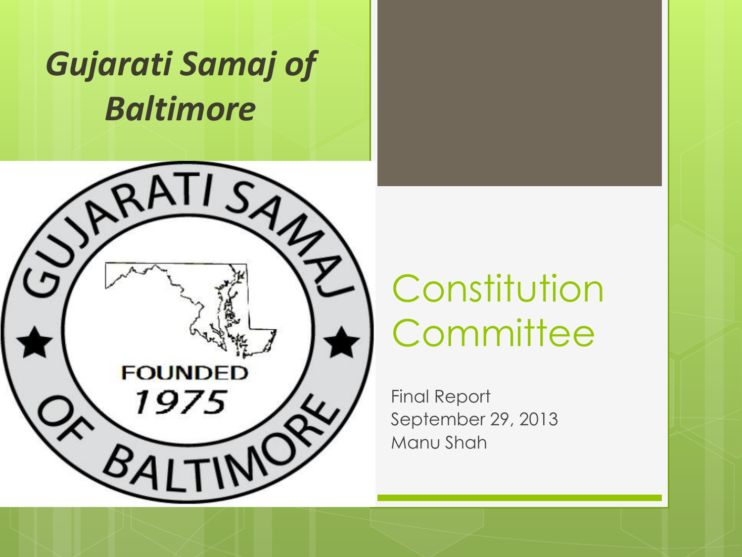# *Gujarati Samaj of Baltimore*

GUJARATI SAMAJ OF BALTIMORE

FOUNDED 1975

## Constitution Committee

Final Report
September 29, 2013
Manu Shah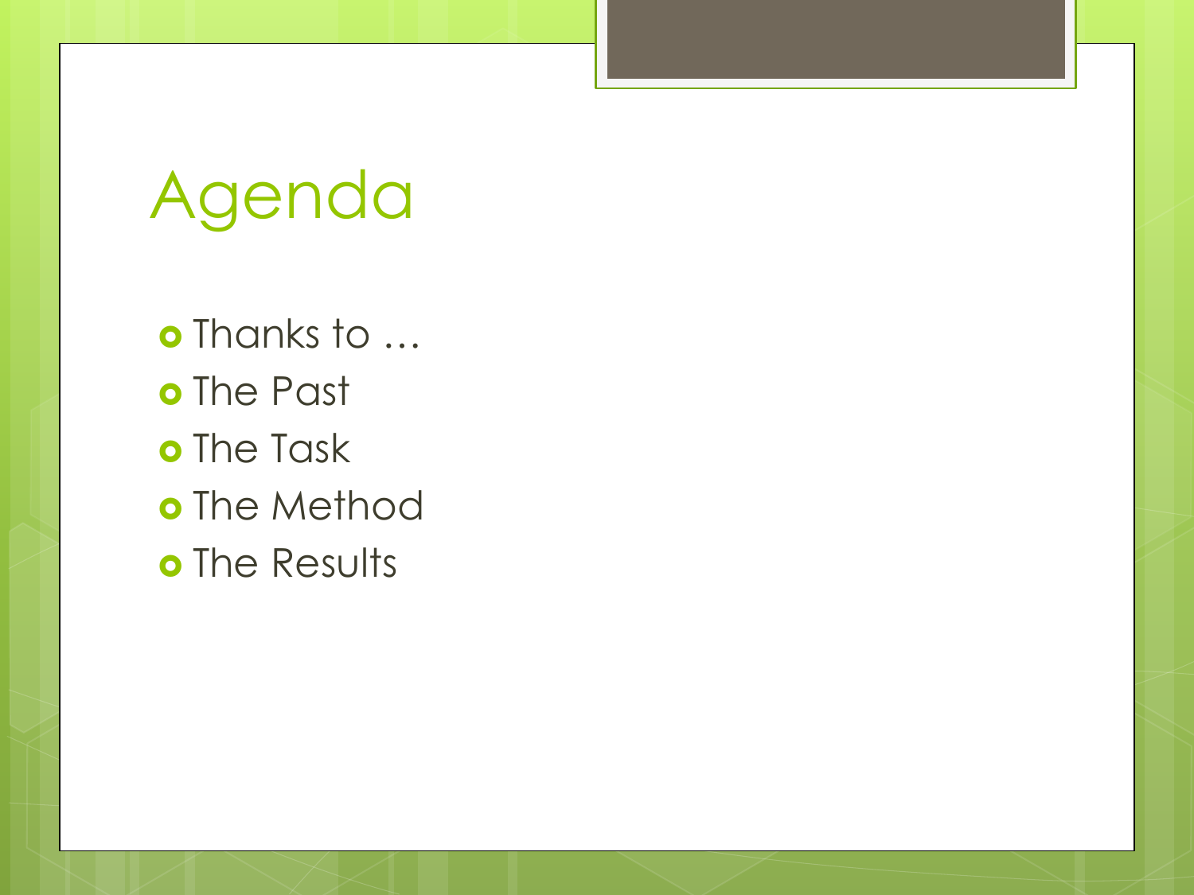# Agenda

- Thanks to …
- The Past
- The Task
- The Method
- The Results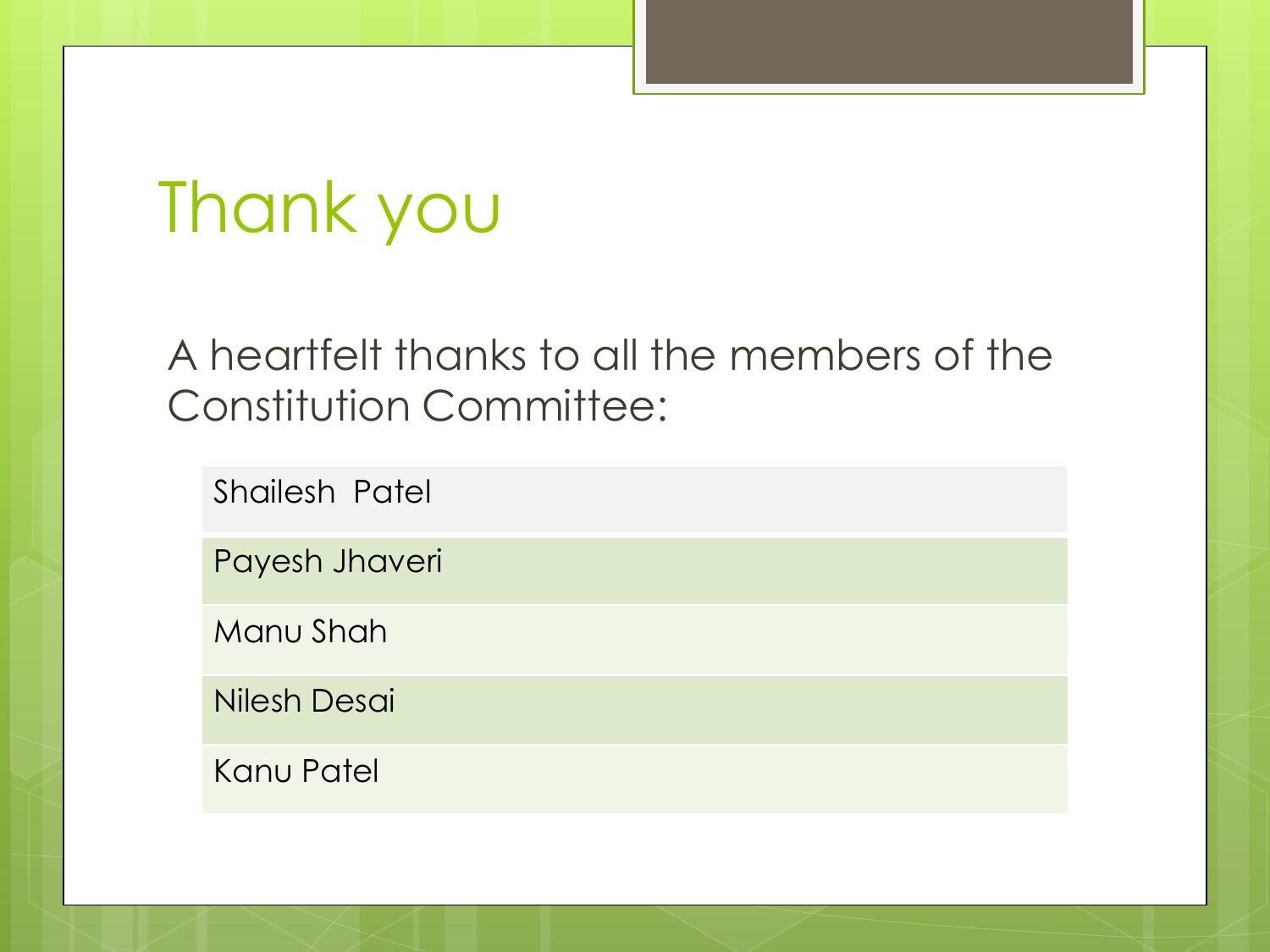# Thank you

A heartfelt thanks to all the members of the Constitution Committee:

| Shailesh Patel |
|---|
| Payesh Jhaveri |
| Manu Shah |
| Nilesh Desai |
| Kanu Patel |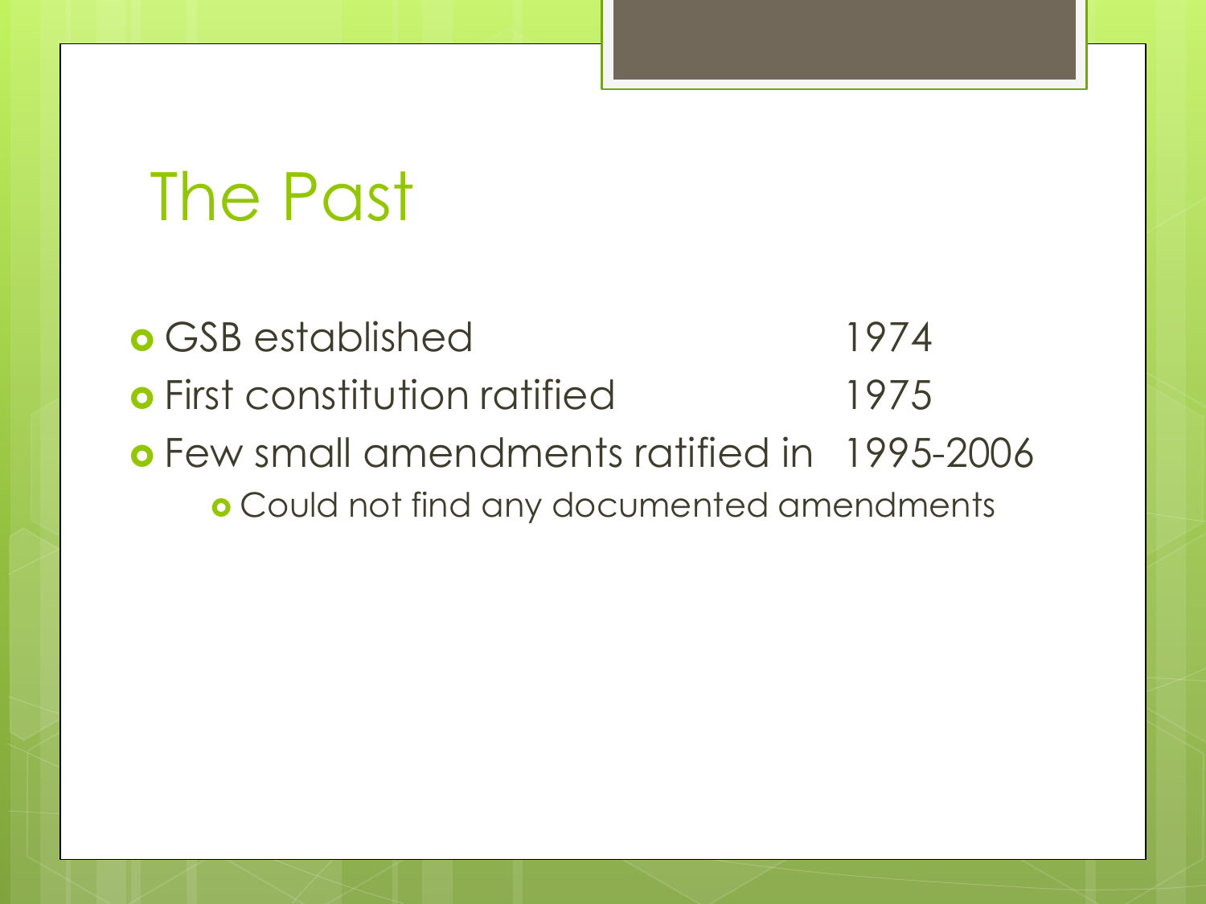# The Past

- GSB established 1974
- First constitution ratified 1975
- Few small amendments ratified in 1995-2006
  - Could not find any documented amendments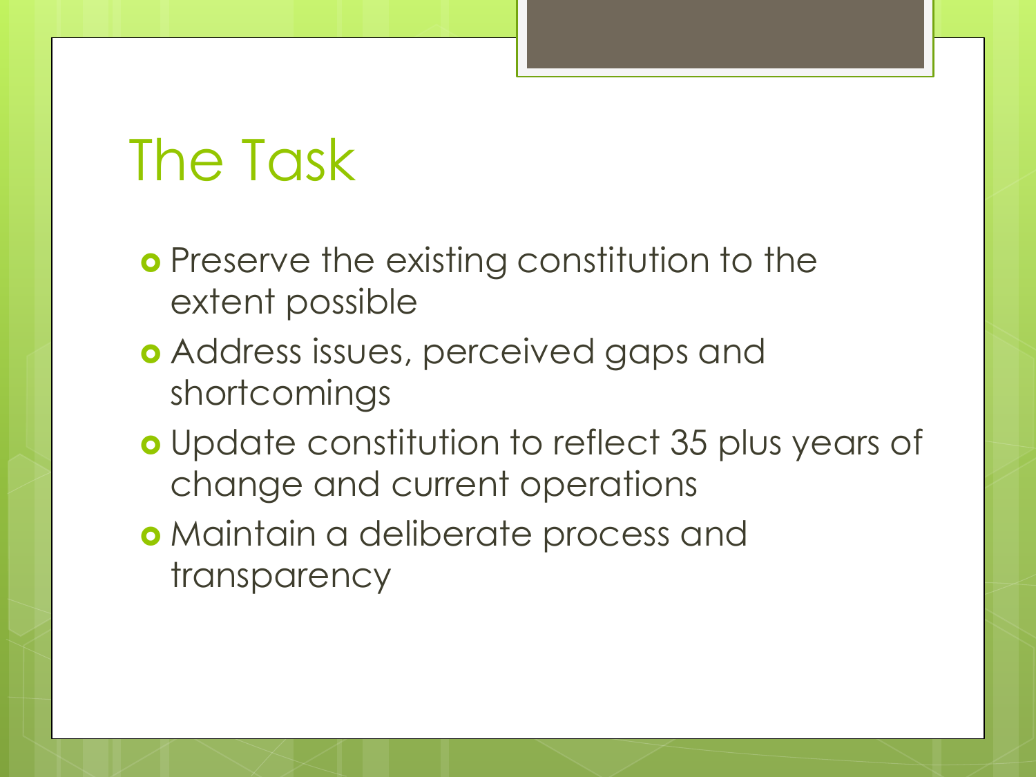# The Task

- Preserve the existing constitution to the extent possible
- Address issues, perceived gaps and shortcomings
- Update constitution to reflect 35 plus years of change and current operations
- Maintain a deliberate process and transparency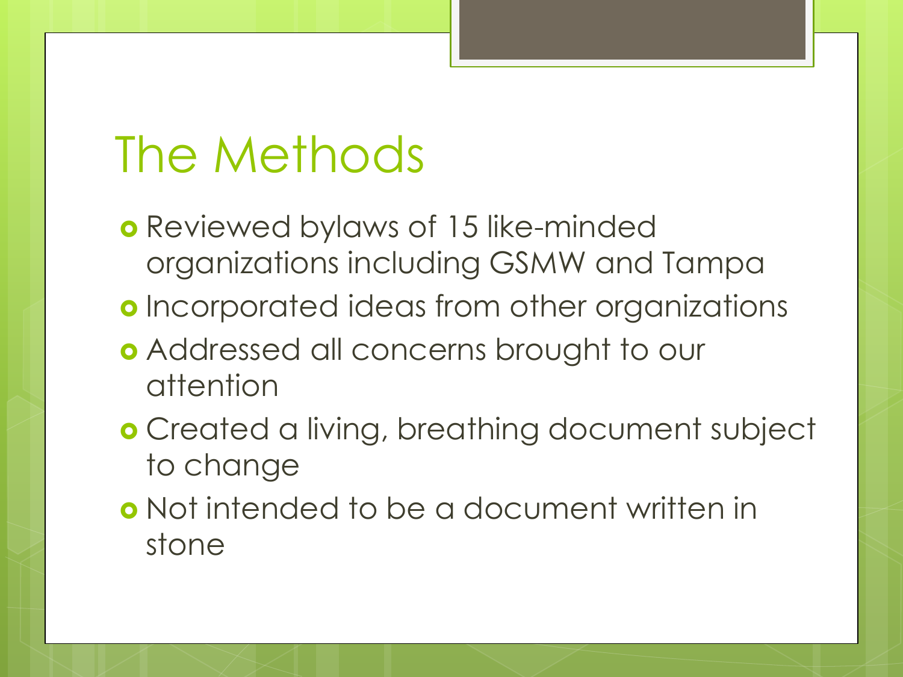# The Methods

- Reviewed bylaws of 15 like-minded organizations including GSMW and Tampa
- Incorporated ideas from other organizations
- Addressed all concerns brought to our attention
- Created a living, breathing document subject to change
- Not intended to be a document written in stone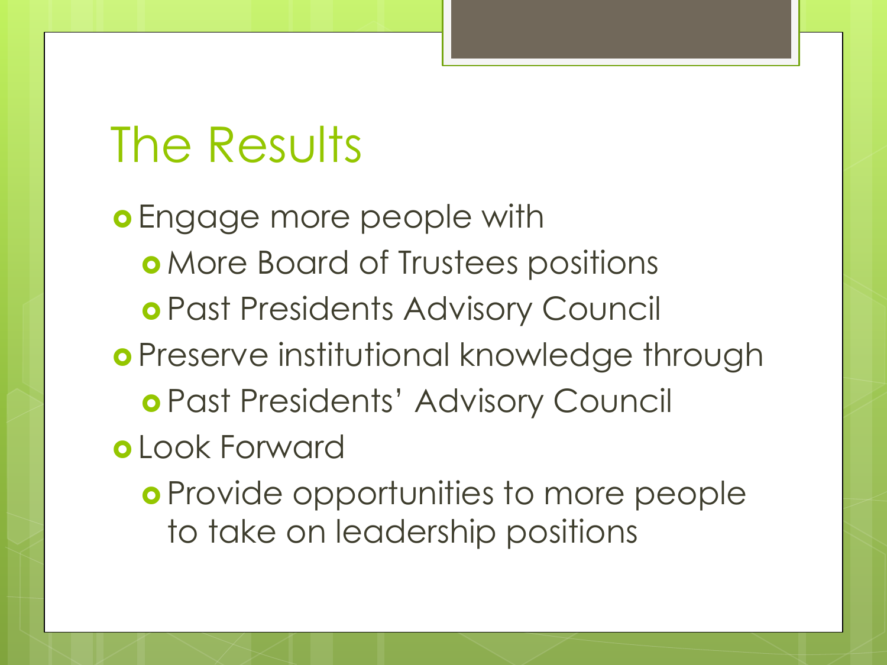# The Results

- Engage more people with
  - More Board of Trustees positions
  - Past Presidents Advisory Council
- Preserve institutional knowledge through
  - Past Presidents' Advisory Council
- Look Forward
  - Provide opportunities to more people to take on leadership positions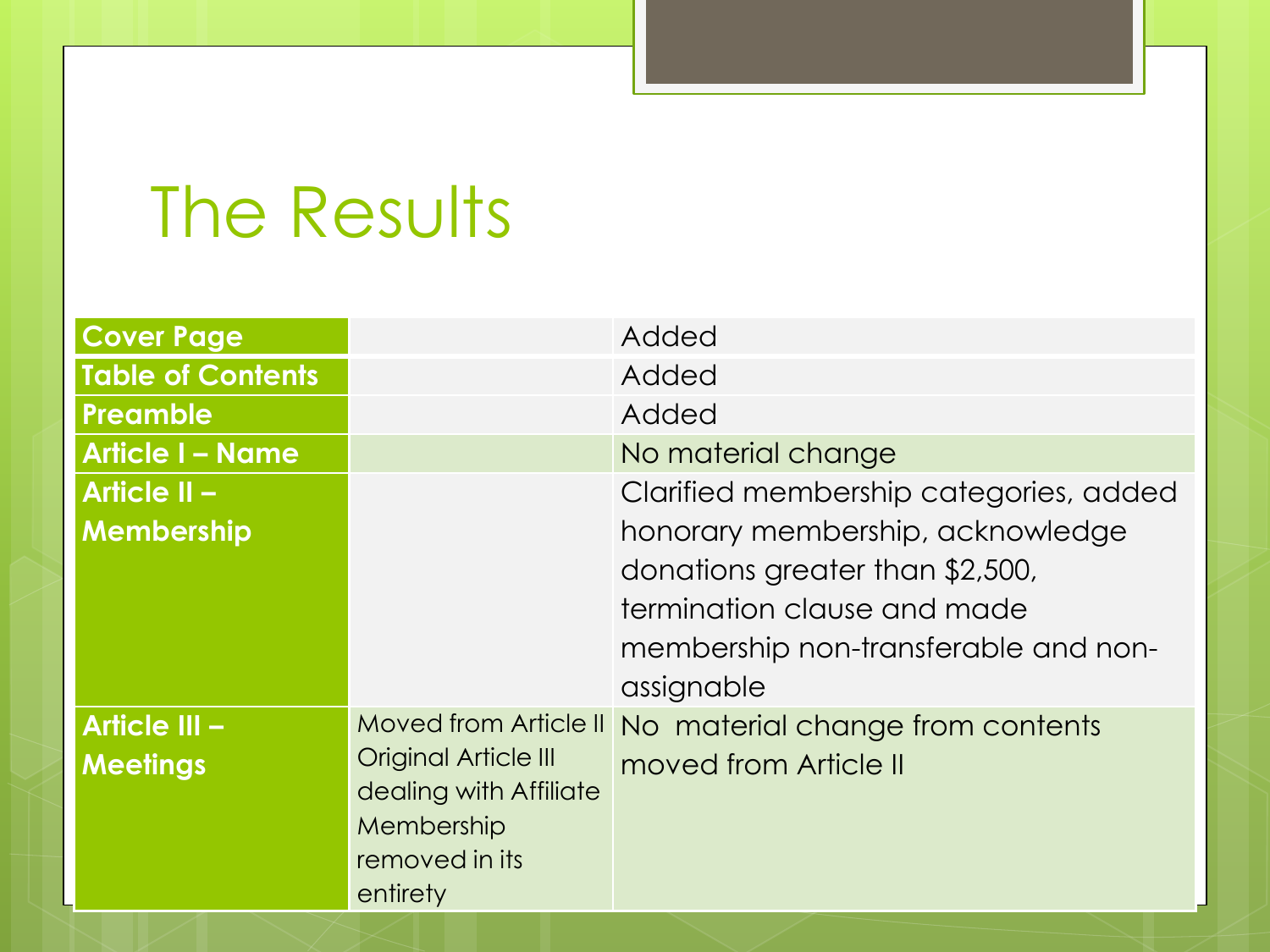# The Results

| | | |
|---|---|---|
| **Cover Page** | | Added |
| **Table of Contents** | | Added |
| **Preamble** | | Added |
| **Article I – Name** | | No material change |
| **Article II – Membership** | | Clarified membership categories, added honorary membership, acknowledge donations greater than $2,500, termination clause and made membership non-transferable and non-assignable |
| **Article III – Meetings** | Moved from Article II Original Article III dealing with Affiliate Membership removed in its entirety | No material change from contents moved from Article II |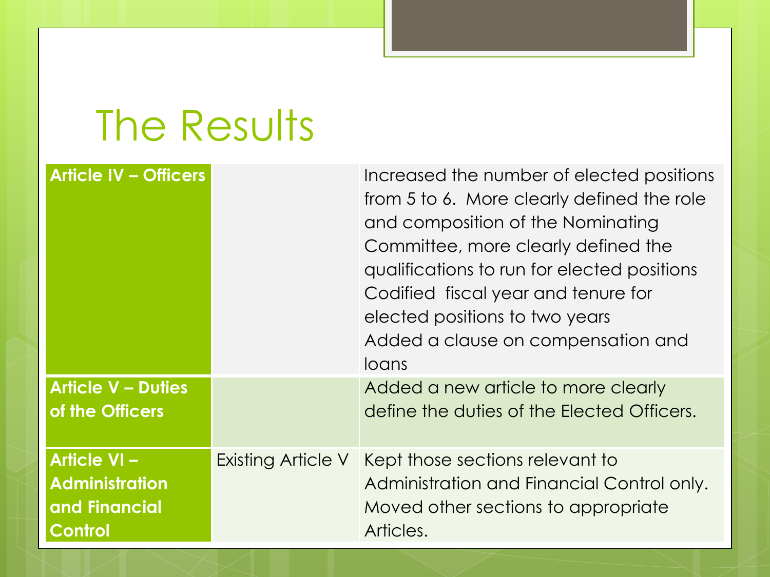# The Results

| | | |
|---|---|---|
| **Article IV – Officers** | | Increased the number of elected positions from 5 to 6. More clearly defined the role and composition of the Nominating Committee, more clearly defined the qualifications to run for elected positions<br>Codified fiscal year and tenure for elected positions to two years<br>Added a clause on compensation and loans |
| **Article V – Duties of the Officers** | | Added a new article to more clearly define the duties of the Elected Officers. |
| **Article VI – Administration and Financial Control** | Existing Article V | Kept those sections relevant to Administration and Financial Control only. Moved other sections to appropriate Articles. |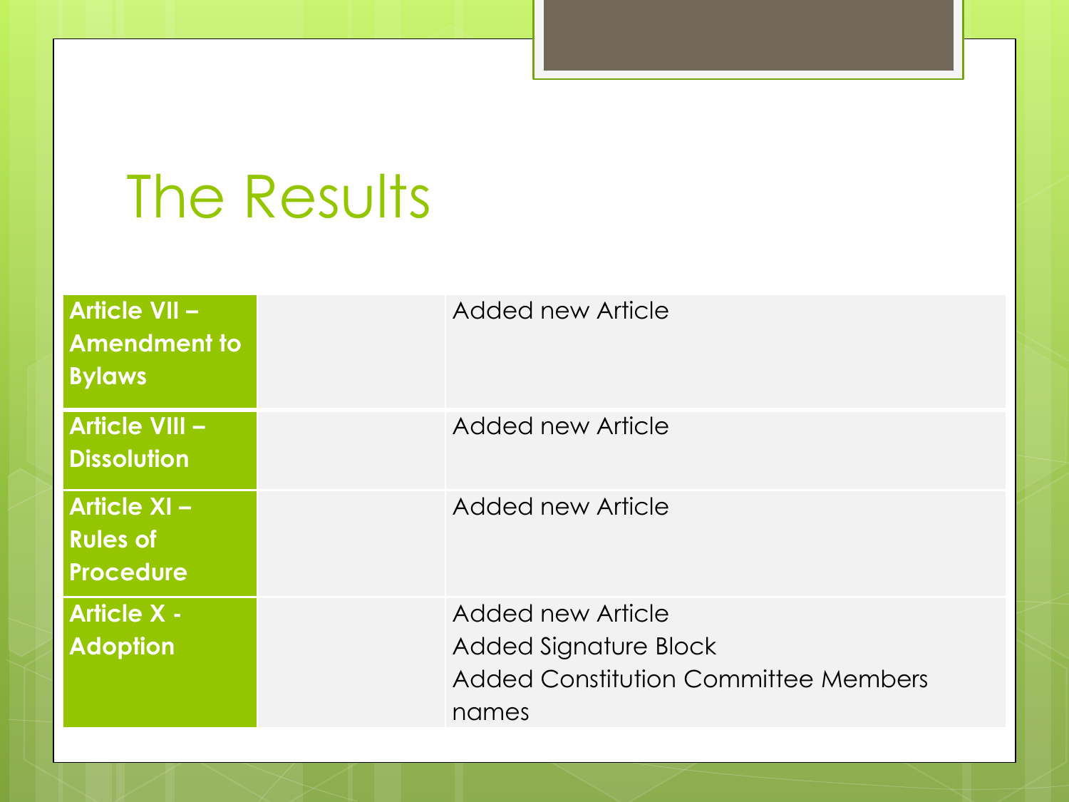# The Results

| | | |
|---|---|---|
| **Article VII – Amendment to Bylaws** | | Added new Article |
| **Article VIII – Dissolution** | | Added new Article |
| **Article XI – Rules of Procedure** | | Added new Article |
| **Article X - Adoption** | | Added new Article<br>Added Signature Block<br>Added Constitution Committee Members names |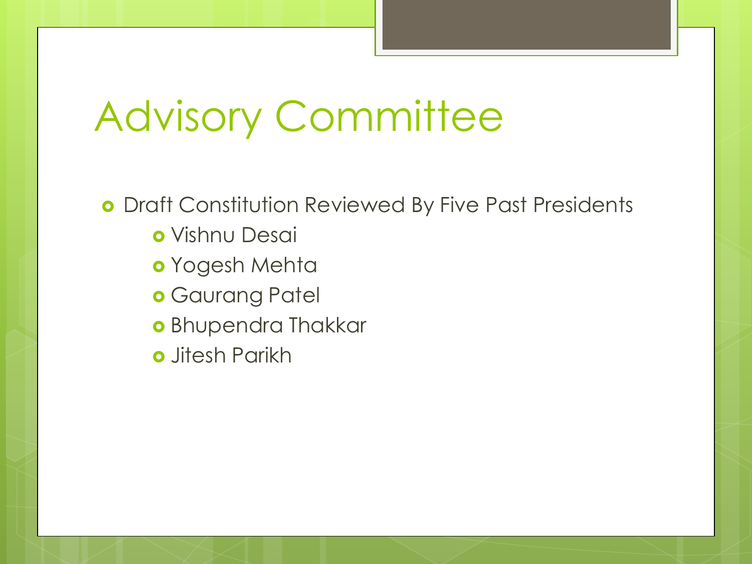# Advisory Committee

- Draft Constitution Reviewed By Five Past Presidents
  - Vishnu Desai
  - Yogesh Mehta
  - Gaurang Patel
  - Bhupendra Thakkar
  - Jitesh Parikh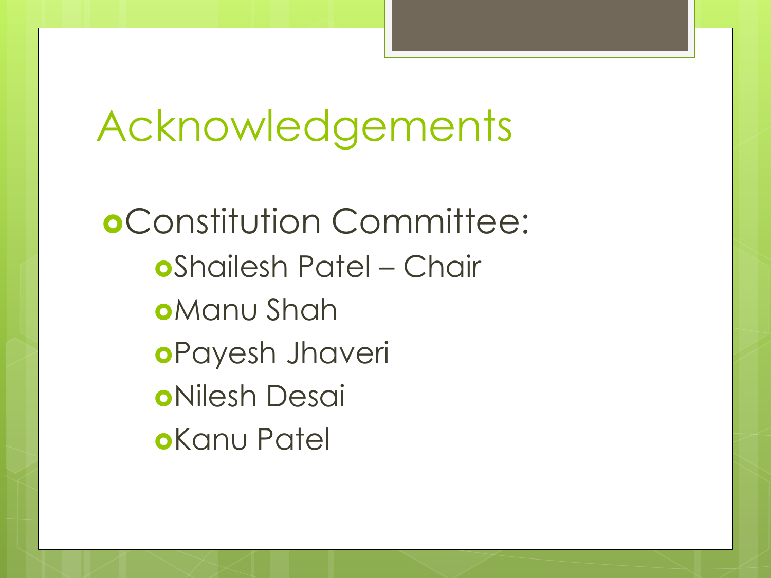# Acknowledgements

- Constitution Committee:
  - Shailesh Patel – Chair
  - Manu Shah
  - Payesh Jhaveri
  - Nilesh Desai
  - Kanu Patel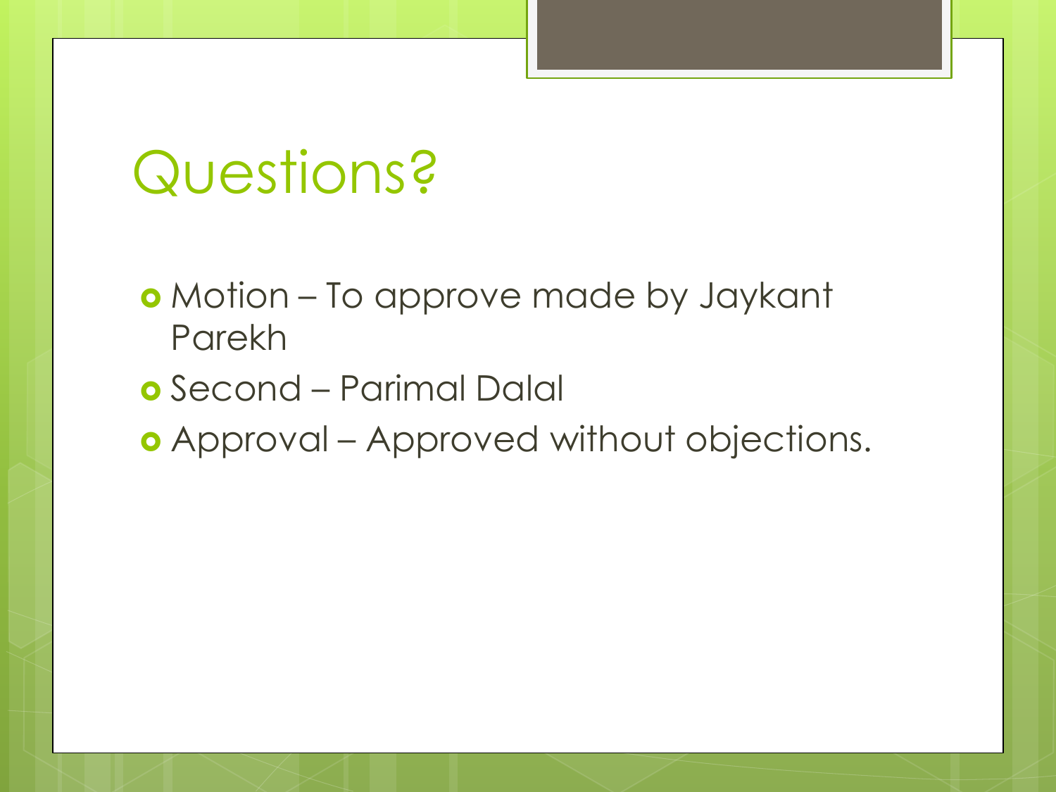# Questions?

- Motion – To approve made by Jaykant Parekh
- Second – Parimal Dalal
- Approval – Approved without objections.